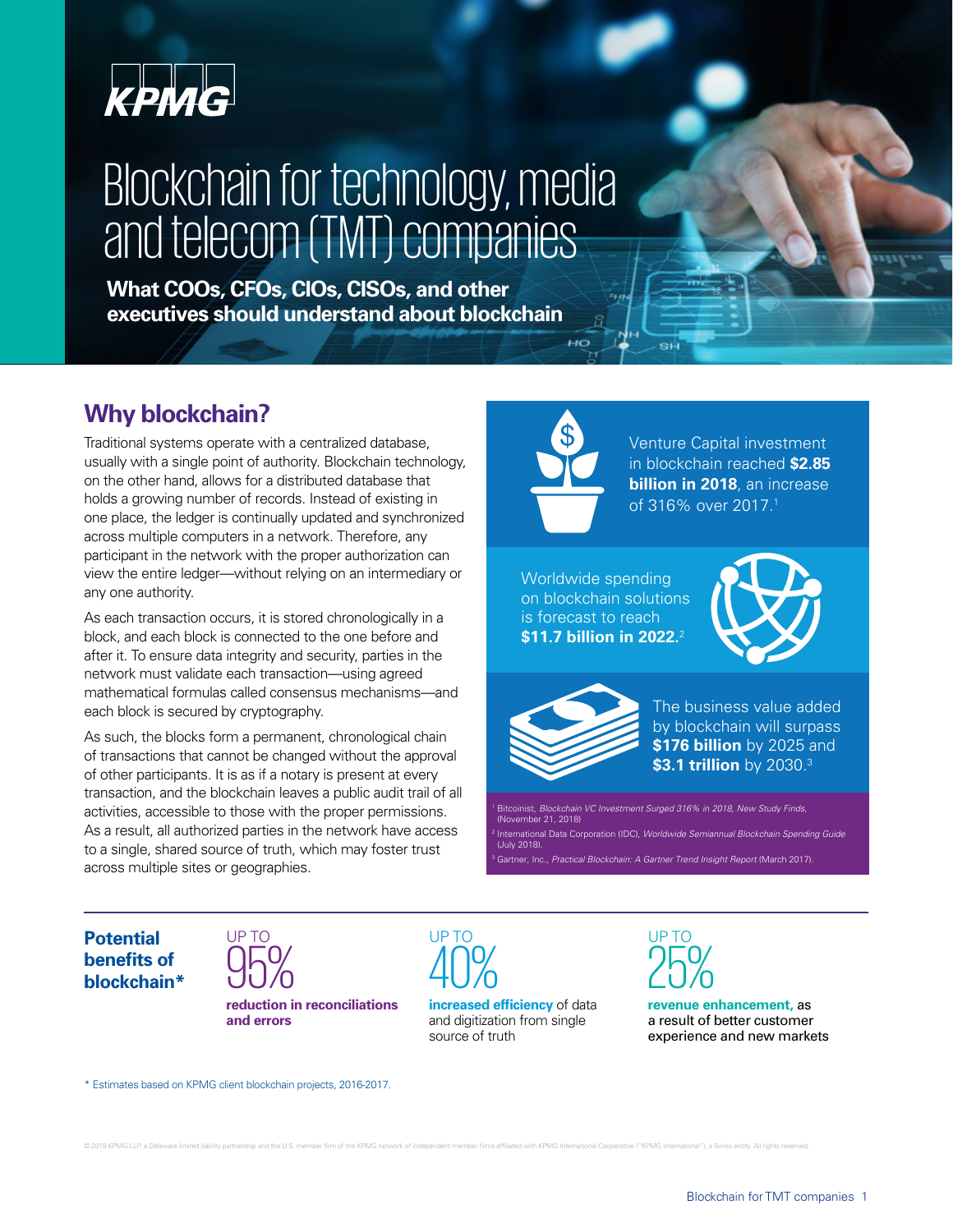KPMG

# Blockchain for technology, media and telecom (TMT) companies

**What COOs, CFOs, CIOs, CISOs, and other executives should understand about blockchain**

## Why blockchain?

Traditional systems operate with a centralized database, usually with a single point of authority. Blockchain technology, on the other hand, allows for a distributed database that holds a growing number of records. Instead of existing in one place, the ledger is continually updated and synchronized across multiple computers in a network. Therefore, any participant in the network with the proper authorization can view the entire ledger—without relying on an intermediary or any one authority.

As each transaction occurs, it is stored chronologically in a block, and each block is connected to the one before and after it. To ensure data integrity and security, parties in the network must validate each transaction—using agreed mathematical formulas called consensus mechanisms—and each block is secured by cryptography.

As such, the blocks form a permanent, chronological chain of transactions that cannot be changed without the approval of other participants. It is as if a notary is present at every transaction, and the blockchain leaves a public audit trail of all activities, accessible to those with the proper permissions. As a result, all authorized parties in the network have access to a single, shared source of truth, which may foster trust across multiple sites or geographies.

Venture Capital investment in blockchain reached **$2.85 billion in 2018**, an increase of 316% over 2017.[1]

Worldwide spending on blockchain solutions is forecast to reach **$11.7 billion in 2022.**[2]

The business value added by blockchain will surpass **$176 billion** by 2025 and **$3.1 trillion** by 2030.[3]

[1] Bitcoinist, *Blockchain VC Investment Surged 316% in 2018, New Study Finds*, (November 21, 2018)
[2] International Data Corporation (IDC), *Worldwide Semiannual Blockchain Spending Guide* (July 2018).
[3] Gartner, Inc., *Practical Blockchain: A Gartner Trend Insight Report* (March 2017).

**Potential benefits of blockchain***

UP TO 95% **reduction in reconciliations and errors**

UP TO 40% **increased efficiency** of data and digitization from single source of truth

UP TO 25% **revenue enhancement,** as a result of better customer experience and new markets

* Estimates based on KPMG client blockchain projects, 2016-2017.

© 2019 KPMG LLP, a Delaware limited liability partnership and the U.S. member firm of the KPMG network of independent member firms affiliated with KPMG International Cooperative ("KPMG International"), a Swiss entity. All rights reserved.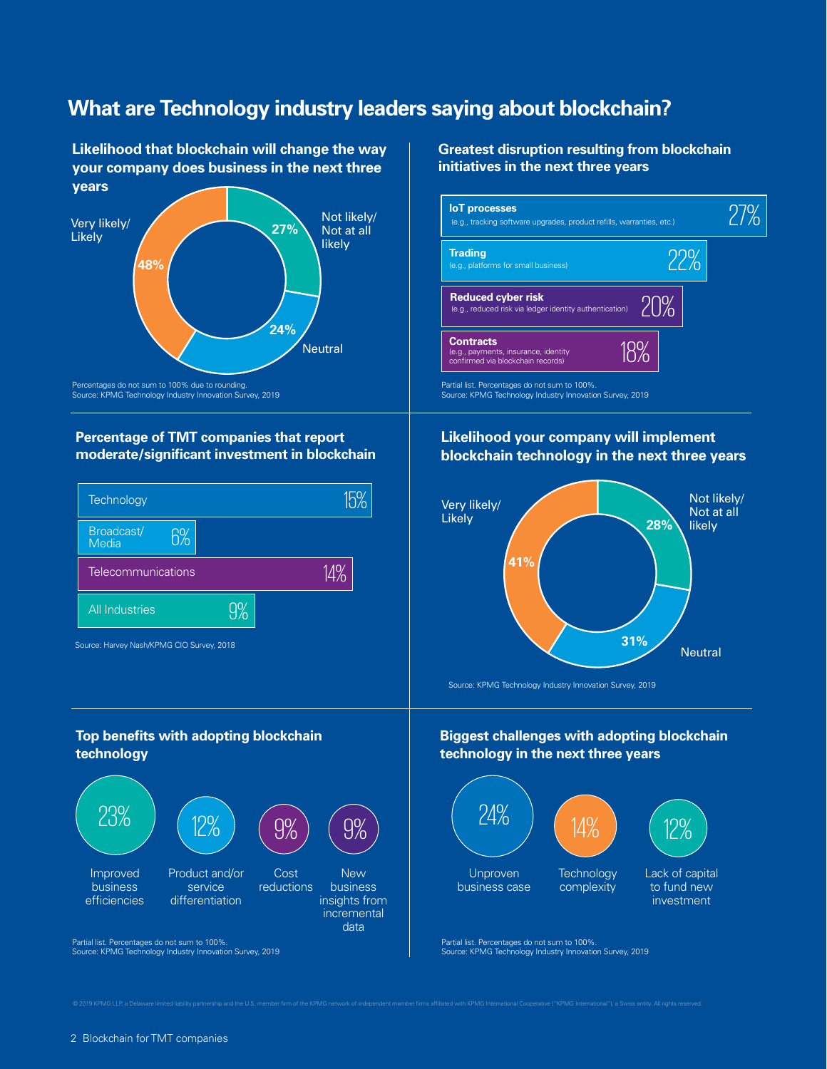# What are Technology industry leaders saying about blockchain?

## Likelihood that blockchain will change the way your company does business in the next three years

| Response | Percentage |
| --- | --- |
| Very likely/ Likely | 48% |
| Not likely/ Not at all likely | 27% |
| Neutral | 24% |

Percentages do not sum to 100% due to rounding.
Source: KPMG Technology Industry Innovation Survey, 2019

## Greatest disruption resulting from blockchain initiatives in the next three years

| Area | Percentage |
| --- | --- |
| **IoT processes** (e.g., tracking software upgrades, product refills, warranties, etc.) | 27% |
| **Trading** (e.g., platforms for small business) | 22% |
| **Reduced cyber risk** (e.g., reduced risk via ledger identity authentication) | 20% |
| **Contracts** (e.g., payments, insurance, identity confirmed via blockchain records) | 18% |

Partial list. Percentages do not sum to 100%.
Source: KPMG Technology Industry Innovation Survey, 2019

## Percentage of TMT companies that report moderate/significant investment in blockchain

| Industry | Percentage |
| --- | --- |
| Technology | 15% |
| Broadcast/ Media | 6% |
| Telecommunications | 14% |
| All Industries | 9% |

Source: Harvey Nash/KPMG CIO Survey, 2018

## Likelihood your company will implement blockchain technology in the next three years

| Response | Percentage |
| --- | --- |
| Very likely/ Likely | 41% |
| Not likely/ Not at all likely | 28% |
| Neutral | 31% |

Source: KPMG Technology Industry Innovation Survey, 2019

## Top benefits with adopting blockchain technology

| Benefit | Percentage |
| --- | --- |
| Improved business efficiencies | 23% |
| Product and/or service differentiation | 12% |
| Cost reductions | 9% |
| New business insights from incremental data | 9% |

Partial list. Percentages do not sum to 100%.
Source: KPMG Technology Industry Innovation Survey, 2019

## Biggest challenges with adopting blockchain technology in the next three years

| Challenge | Percentage |
| --- | --- |
| Unproven business case | 24% |
| Technology complexity | 14% |
| Lack of capital to fund new investment | 12% |

Partial list. Percentages do not sum to 100%.
Source: KPMG Technology Industry Innovation Survey, 2019

© 2019 KPMG LLP, a Delaware limited liability partnership and the U.S. member firm of the KPMG network of independent member firms affiliated with KPMG International Cooperative ("KPMG International"), a Swiss entity. All rights reserved.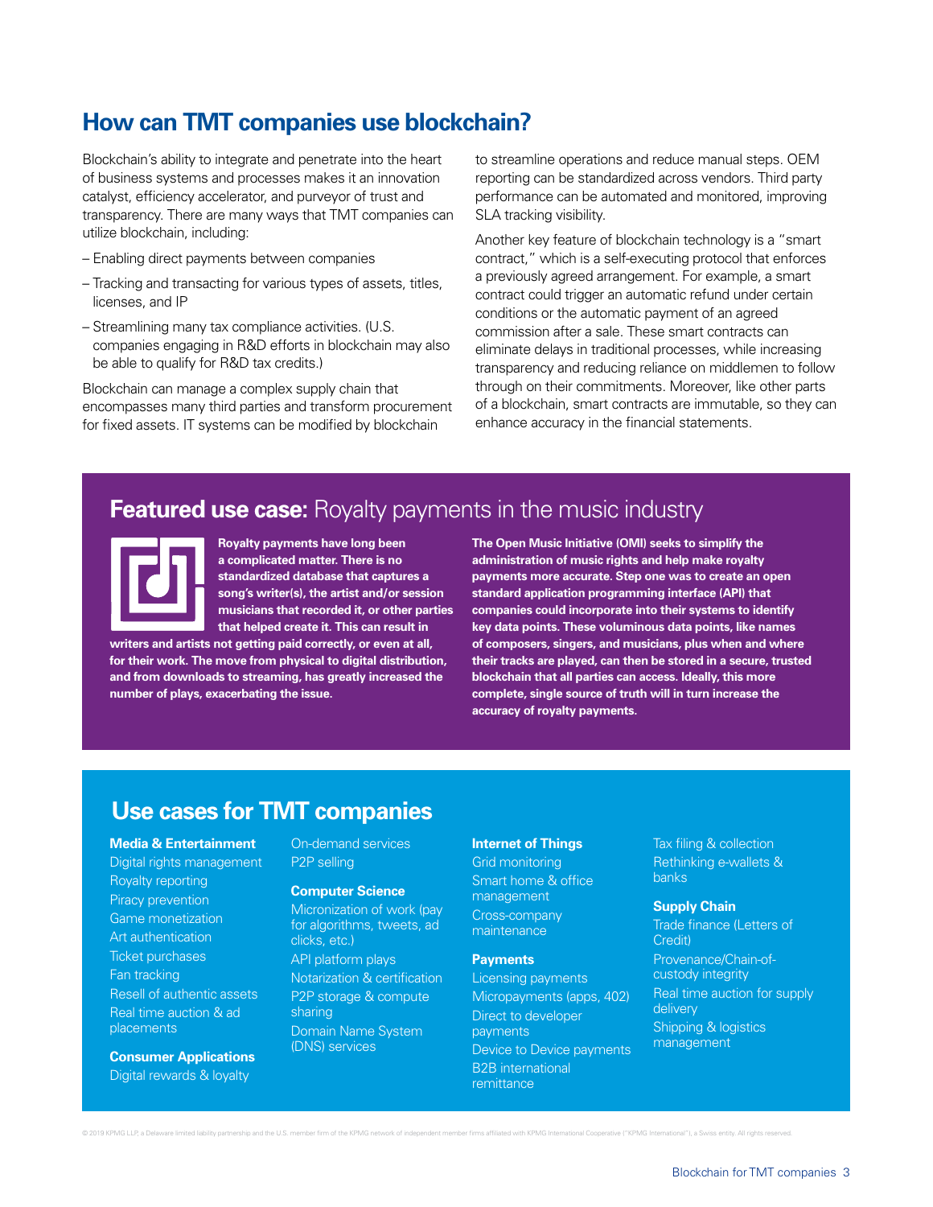## How can TMT companies use blockchain?

Blockchain's ability to integrate and penetrate into the heart of business systems and processes makes it an innovation catalyst, efficiency accelerator, and purveyor of trust and transparency. There are many ways that TMT companies can utilize blockchain, including:

- Enabling direct payments between companies
- Tracking and transacting for various types of assets, titles, licenses, and IP
- Streamlining many tax compliance activities. (U.S. companies engaging in R&D efforts in blockchain may also be able to qualify for R&D tax credits.)

Blockchain can manage a complex supply chain that encompasses many third parties and transform procurement for fixed assets. IT systems can be modified by blockchain to streamline operations and reduce manual steps. OEM reporting can be standardized across vendors. Third party performance can be automated and monitored, improving SLA tracking visibility.

Another key feature of blockchain technology is a "smart contract," which is a self-executing protocol that enforces a previously agreed arrangement. For example, a smart contract could trigger an automatic refund under certain conditions or the automatic payment of an agreed commission after a sale. These smart contracts can eliminate delays in traditional processes, while increasing transparency and reducing reliance on middlemen to follow through on their commitments. Moreover, like other parts of a blockchain, smart contracts are immutable, so they can enhance accuracy in the financial statements.

## **Featured use case:** Royalty payments in the music industry

**Royalty payments have long been a complicated matter. There is no standardized database that captures a song's writer(s), the artist and/or session musicians that recorded it, or other parties that helped create it. This can result in writers and artists not getting paid correctly, or even at all, for their work. The move from physical to digital distribution, and from downloads to streaming, has greatly increased the number of plays, exacerbating the issue.**

**The Open Music Initiative (OMI) seeks to simplify the administration of music rights and help make royalty payments more accurate. Step one was to create an open standard application programming interface (API) that companies could incorporate into their systems to identify key data points. These voluminous data points, like names of composers, singers, and musicians, plus when and where their tracks are played, can then be stored in a secure, trusted blockchain that all parties can access. Ideally, this more complete, single source of truth will in turn increase the accuracy of royalty payments.**

## Use cases for TMT companies

**Media & Entertainment**
- Digital rights management
- Royalty reporting
- Piracy prevention
- Game monetization
- Art authentication
- Ticket purchases
- Fan tracking
- Resell of authentic assets
- Real time auction & ad placements

**Consumer Applications**
- Digital rewards & loyalty
- On-demand services
- P2P selling

**Computer Science**
- Micronization of work (pay for algorithms, tweets, ad clicks, etc.)
- API platform plays
- Notarization & certification
- P2P storage & compute sharing
- Domain Name System (DNS) services

**Internet of Things**
- Grid monitoring
- Smart home & office management
- Cross-company maintenance

**Payments**
- Licensing payments
- Micropayments (apps, 402)
- Direct to developer payments
- Device to Device payments
- B2B international remittance
- Tax filing & collection
- Rethinking e-wallets & banks

**Supply Chain**
- Trade finance (Letters of Credit)
- Provenance/Chain-of-custody integrity
- Real time auction for supply delivery
- Shipping & logistics management

© 2019 KPMG LLP, a Delaware limited liability partnership and the U.S. member firm of the KPMG network of independent member firms affiliated with KPMG International Cooperative ("KPMG International"), a Swiss entity. All rights reserved.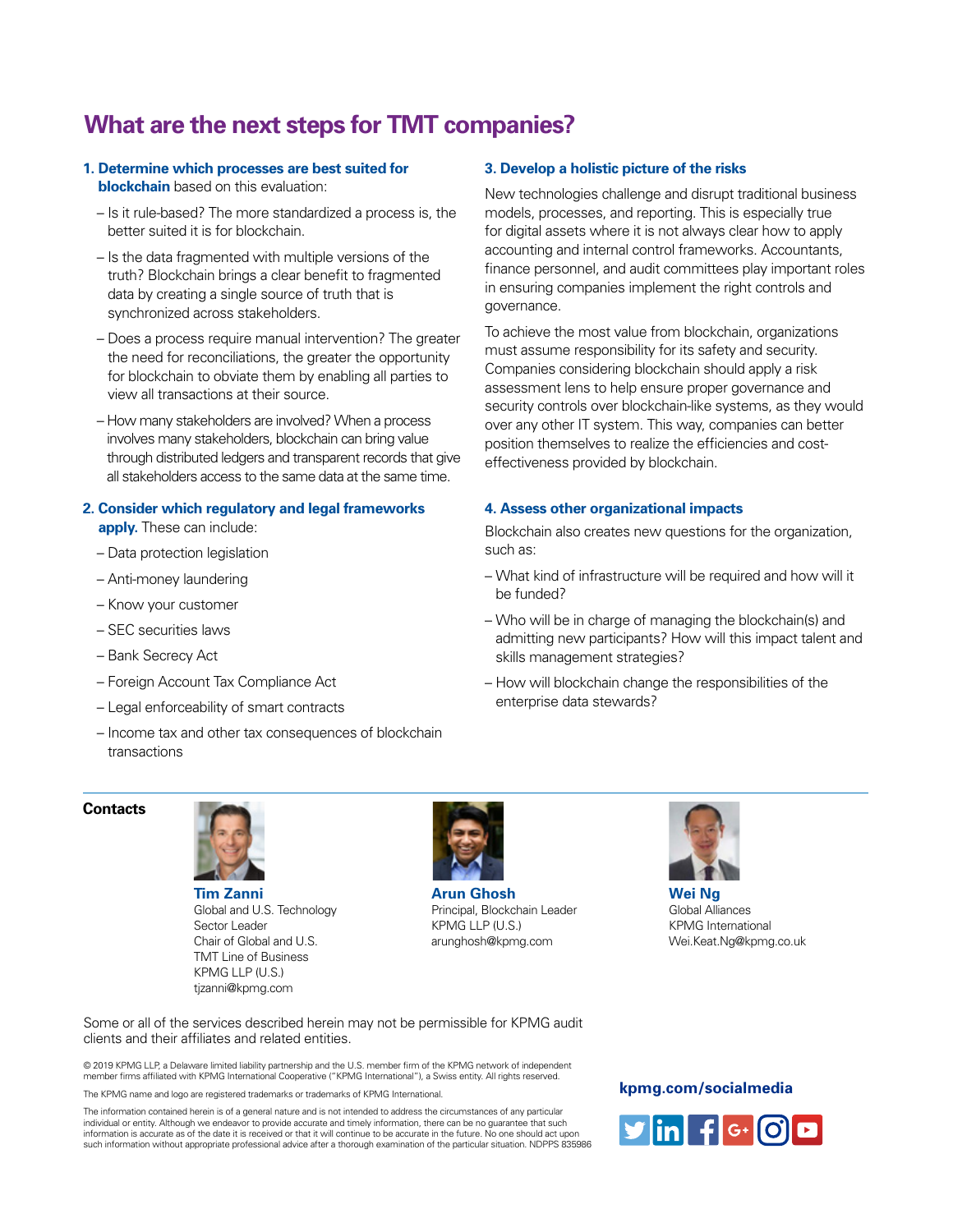# What are the next steps for TMT companies?

**1. Determine which processes are best suited for blockchain** based on this evaluation:

- Is it rule-based? The more standardized a process is, the better suited it is for blockchain.
- Is the data fragmented with multiple versions of the truth? Blockchain brings a clear benefit to fragmented data by creating a single source of truth that is synchronized across stakeholders.
- Does a process require manual intervention? The greater the need for reconciliations, the greater the opportunity for blockchain to obviate them by enabling all parties to view all transactions at their source.
- How many stakeholders are involved? When a process involves many stakeholders, blockchain can bring value through distributed ledgers and transparent records that give all stakeholders access to the same data at the same time.

**2. Consider which regulatory and legal frameworks apply.** These can include:

- Data protection legislation
- Anti-money laundering
- Know your customer
- SEC securities laws
- Bank Secrecy Act
- Foreign Account Tax Compliance Act
- Legal enforceability of smart contracts
- Income tax and other tax consequences of blockchain transactions

**3. Develop a holistic picture of the risks**

New technologies challenge and disrupt traditional business models, processes, and reporting. This is especially true for digital assets where it is not always clear how to apply accounting and internal control frameworks. Accountants, finance personnel, and audit committees play important roles in ensuring companies implement the right controls and governance.

To achieve the most value from blockchain, organizations must assume responsibility for its safety and security. Companies considering blockchain should apply a risk assessment lens to help ensure proper governance and security controls over blockchain-like systems, as they would over any other IT system. This way, companies can better position themselves to realize the efficiencies and cost-effectiveness provided by blockchain.

**4. Assess other organizational impacts**

Blockchain also creates new questions for the organization, such as:

- What kind of infrastructure will be required and how will it be funded?
- Who will be in charge of managing the blockchain(s) and admitting new participants? How will this impact talent and skills management strategies?
- How will blockchain change the responsibilities of the enterprise data stewards?

**Contacts**

**Tim Zanni**
Global and U.S. Technology Sector Leader
Chair of Global and U.S. TMT Line of Business
KPMG LLP (U.S.)
tjzanni@kpmg.com

**Arun Ghosh**
Principal, Blockchain Leader
KPMG LLP (U.S.)
arunghosh@kpmg.com

**Wei Ng**
Global Alliances
KPMG International
Wei.Keat.Ng@kpmg.co.uk

Some or all of the services described herein may not be permissible for KPMG audit clients and their affiliates and related entities.

© 2019 KPMG LLP, a Delaware limited liability partnership and the U.S. member firm of the KPMG network of independent member firms affiliated with KPMG International Cooperative ("KPMG International"), a Swiss entity. All rights reserved.

The KPMG name and logo are registered trademarks or trademarks of KPMG International.

The information contained herein is of a general nature and is not intended to address the circumstances of any particular individual or entity. Although we endeavor to provide accurate and timely information, there can be no guarantee that such information is accurate as of the date it is received or that it will continue to be accurate in the future. No one should act upon such information without appropriate professional advice after a thorough examination of the particular situation. NDPPS 835986

**kpmg.com/socialmedia**